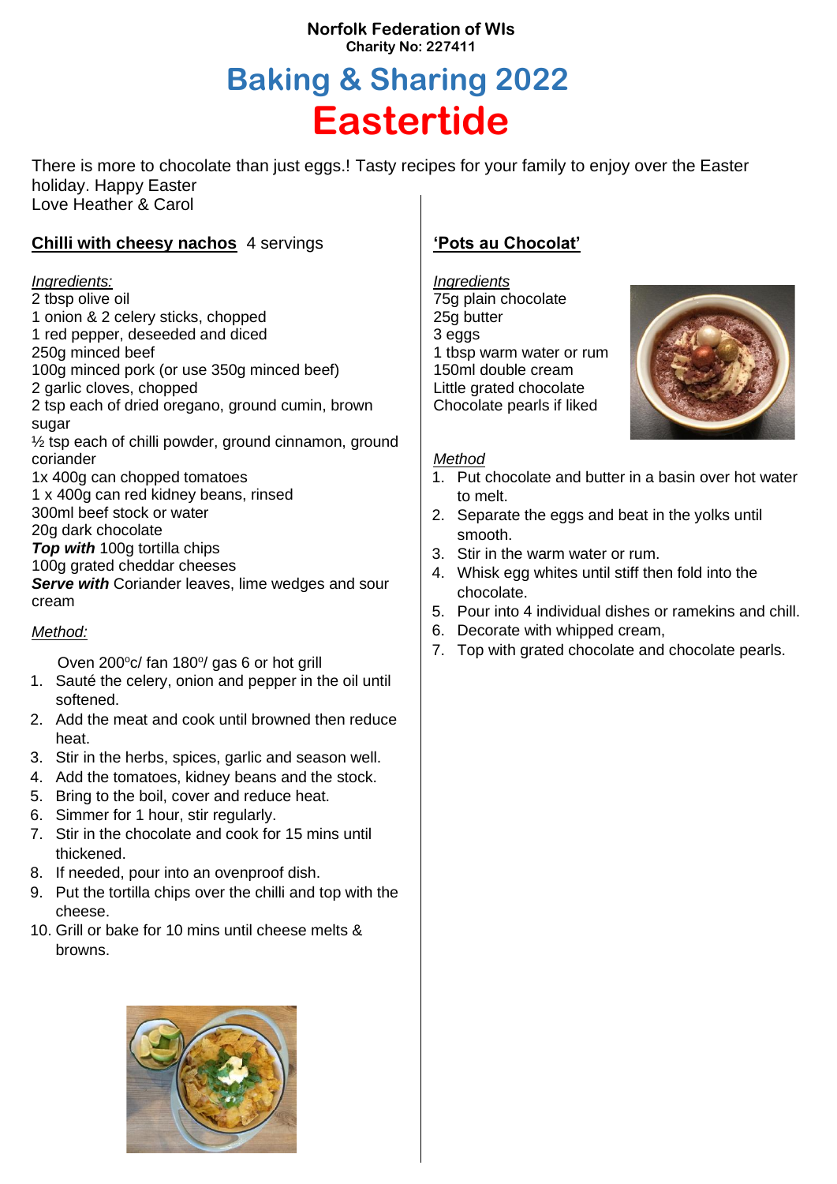**Norfolk Federation of WIs**
**Charity No: 227411**

# Baking & Sharing 2022

# Eastertide

There is more to chocolate than just eggs.! Tasty recipes for your family to enjoy over the Easter holiday. Happy Easter
Love Heather & Carol

## <u>Chilli with cheesy nachos</u> 4 servings

*Ingredients:*

2 tbsp olive oil
1 onion & 2 celery sticks, chopped
1 red pepper, deseeded and diced
250g minced beef
100g minced pork (or use 350g minced beef)
2 garlic cloves, chopped
2 tsp each of dried oregano, ground cumin, brown sugar
½ tsp each of chilli powder, ground cinnamon, ground coriander
1x 400g can chopped tomatoes
1 x 400g can red kidney beans, rinsed
300ml beef stock or water
20g dark chocolate
***Top with*** 100g tortilla chips
100g grated cheddar cheeses
***Serve with*** Coriander leaves, lime wedges and sour cream

*Method:*

Oven 200ºc/ fan 180º/ gas 6 or hot grill

1. Sauté the celery, onion and pepper in the oil until softened.
2. Add the meat and cook until browned then reduce heat.
3. Stir in the herbs, spices, garlic and season well.
4. Add the tomatoes, kidney beans and the stock.
5. Bring to the boil, cover and reduce heat.
6. Simmer for 1 hour, stir regularly.
7. Stir in the chocolate and cook for 15 mins until thickened.
8. If needed, pour into an ovenproof dish.
9. Put the tortilla chips over the chilli and top with the cheese.
10. Grill or bake for 10 mins until cheese melts & browns.

## <u>'Pots au Chocolat'</u>

*Ingredients*

75g plain chocolate
25g butter
3 eggs
1 tbsp warm water or rum
150ml double cream
Little grated chocolate
Chocolate pearls if liked

*Method*

1. Put chocolate and butter in a basin over hot water to melt.
2. Separate the eggs and beat in the yolks until smooth.
3. Stir in the warm water or rum.
4. Whisk egg whites until stiff then fold into the chocolate.
5. Pour into 4 individual dishes or ramekins and chill.
6. Decorate with whipped cream,
7. Top with grated chocolate and chocolate pearls.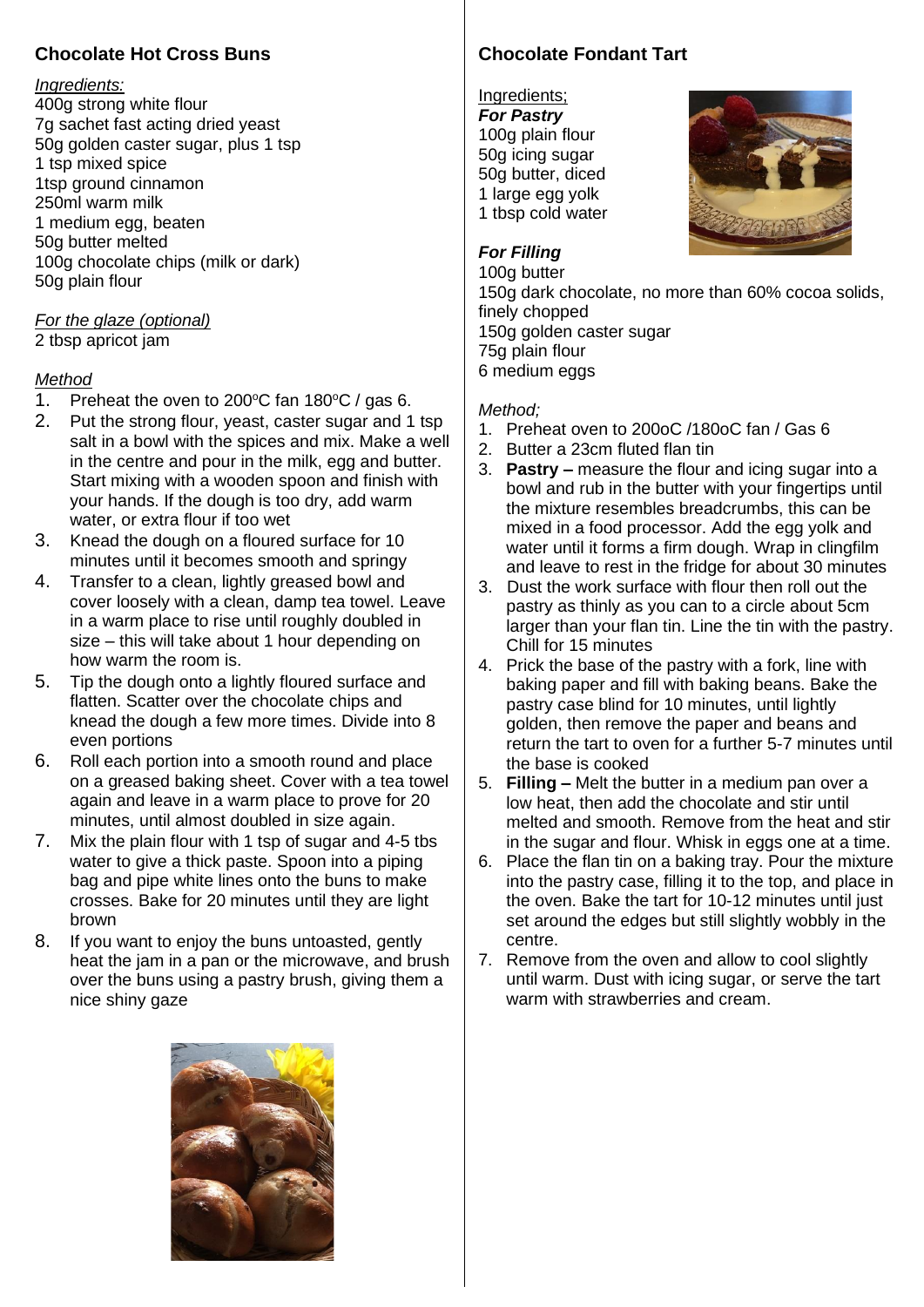## Chocolate Hot Cross Buns

*Ingredients:*

400g strong white flour
7g sachet fast acting dried yeast
50g golden caster sugar, plus 1 tsp
1 tsp mixed spice
1tsp ground cinnamon
250ml warm milk
1 medium egg, beaten
50g butter melted
100g chocolate chips (milk or dark)
50g plain flour

*For the glaze (optional)*

2 tbsp apricot jam

*Method*

1. Preheat the oven to 200ºC fan 180ºC / gas 6.
2. Put the strong flour, yeast, caster sugar and 1 tsp salt in a bowl with the spices and mix. Make a well in the centre and pour in the milk, egg and butter. Start mixing with a wooden spoon and finish with your hands. If the dough is too dry, add warm water, or extra flour if too wet
3. Knead the dough on a floured surface for 10 minutes until it becomes smooth and springy
4. Transfer to a clean, lightly greased bowl and cover loosely with a clean, damp tea towel. Leave in a warm place to rise until roughly doubled in size – this will take about 1 hour depending on how warm the room is.
5. Tip the dough onto a lightly floured surface and flatten. Scatter over the chocolate chips and knead the dough a few more times. Divide into 8 even portions
6. Roll each portion into a smooth round and place on a greased baking sheet. Cover with a tea towel again and leave in a warm place to prove for 20 minutes, until almost doubled in size again.
7. Mix the plain flour with 1 tsp of sugar and 4-5 tbs water to give a thick paste. Spoon into a piping bag and pipe white lines onto the buns to make crosses. Bake for 20 minutes until they are light brown
8. If you want to enjoy the buns untoasted, gently heat the jam in a pan or the microwave, and brush over the buns using a pastry brush, giving them a nice shiny gaze

## Chocolate Fondant Tart

Ingredients;

***For Pastry***

100g plain flour
50g icing sugar
50g butter, diced
1 large egg yolk
1 tbsp cold water

***For Filling***

100g butter
150g dark chocolate, no more than 60% cocoa solids, finely chopped
150g golden caster sugar
75g plain flour
6 medium eggs

*Method;*

1. Preheat oven to 200oC /180oC fan / Gas 6
2. Butter a 23cm fluted flan tin
3. **Pastry –** measure the flour and icing sugar into a bowl and rub in the butter with your fingertips until the mixture resembles breadcrumbs, this can be mixed in a food processor. Add the egg yolk and water until it forms a firm dough. Wrap in clingfilm and leave to rest in the fridge for about 30 minutes
3. Dust the work surface with flour then roll out the pastry as thinly as you can to a circle about 5cm larger than your flan tin. Line the tin with the pastry. Chill for 15 minutes
4. Prick the base of the pastry with a fork, line with baking paper and fill with baking beans. Bake the pastry case blind for 10 minutes, until lightly golden, then remove the paper and beans and return the tart to oven for a further 5-7 minutes until the base is cooked
5. **Filling –** Melt the butter in a medium pan over a low heat, then add the chocolate and stir until melted and smooth. Remove from the heat and stir in the sugar and flour. Whisk in eggs one at a time.
6. Place the flan tin on a baking tray. Pour the mixture into the pastry case, filling it to the top, and place in the oven. Bake the tart for 10-12 minutes until just set around the edges but still slightly wobbly in the centre.
7. Remove from the oven and allow to cool slightly until warm. Dust with icing sugar, or serve the tart warm with strawberries and cream.